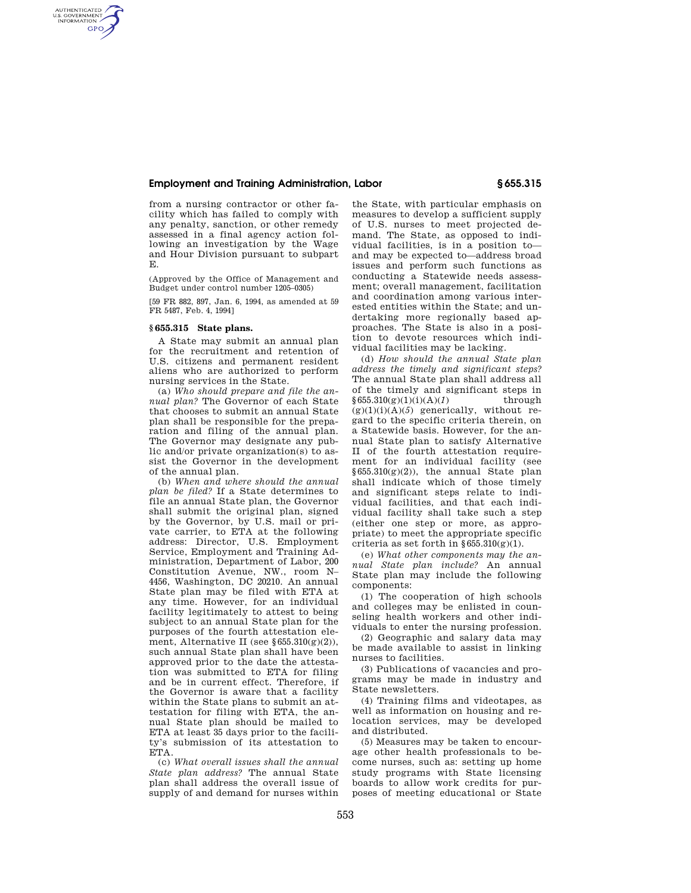from a nursing contractor or other facility which has failed to comply with any penalty, sanction, or other remedy assessed in a final agency action following an investigation by the Wage and Hour Division pursuant to subpart E.

(Approved by the Office of Management and Budget under control number 1205–0305)

[59 FR 882, 897, Jan. 6, 1994, as amended at 59 FR 5487, Feb. 4, 1994]

## § 655.315 State plans.

A State may submit an annual plan for the recruitment and retention of U.S. citizens and permanent resident aliens who are authorized to perform nursing services in the State.

(a) *Who should prepare and file the annual plan?* The Governor of each State that chooses to submit an annual State plan shall be responsible for the preparation and filing of the annual plan. The Governor may designate any public and/or private organization(s) to assist the Governor in the development of the annual plan.

(b) *When and where should the annual plan be filed?* If a State determines to file an annual State plan, the Governor shall submit the original plan, signed by the Governor, by U.S. mail or private carrier, to ETA at the following address: Director, U.S. Employment Service, Employment and Training Administration, Department of Labor, 200 Constitution Avenue, NW., room N–4456, Washington, DC 20210. An annual State plan may be filed with ETA at any time. However, for an individual facility legitimately to attest to being subject to an annual State plan for the purposes of the fourth attestation element, Alternative II (see §655.310(g)(2)), such annual State plan shall have been approved prior to the date the attestation was submitted to ETA for filing and be in current effect. Therefore, if the Governor is aware that a facility within the State plans to submit an attestation for filing with ETA, the annual State plan should be mailed to ETA at least 35 days prior to the facility's submission of its attestation to ETA.

(c) *What overall issues shall the annual State plan address?* The annual State plan shall address the overall issue of supply of and demand for nurses within the State, with particular emphasis on measures to develop a sufficient supply of U.S. nurses to meet projected demand. The State, as opposed to individual facilities, is in a position to—and may be expected to—address broad issues and perform such functions as conducting a Statewide needs assessment; overall management, facilitation and coordination among various interested entities within the State; and undertaking more regionally based approaches. The State is also in a position to devote resources which individual facilities may be lacking.

(d) *How should the annual State plan address the timely and significant steps?* The annual State plan shall address all of the timely and significant steps in §655.310(g)(1)(i)(A)(*1*) through (g)(1)(i)(A)(*5*) generically, without regard to the specific criteria therein, on a Statewide basis. However, for the annual State plan to satisfy Alternative II of the fourth attestation requirement for an individual facility (see §655.310(g)(2)), the annual State plan shall indicate which of those timely and significant steps relate to individual facilities, and that each individual facility shall take such a step (either one step or more, as appropriate) to meet the appropriate specific criteria as set forth in §655.310(g)(1).

(e) *What other components may the annual State plan include?* An annual State plan may include the following components:

(1) The cooperation of high schools and colleges may be enlisted in counseling health workers and other individuals to enter the nursing profession.

(2) Geographic and salary data may be made available to assist in linking nurses to facilities.

(3) Publications of vacancies and programs may be made in industry and State newsletters.

(4) Training films and videotapes, as well as information on housing and relocation services, may be developed and distributed.

(5) Measures may be taken to encourage other health professionals to become nurses, such as: setting up home study programs with State licensing boards to allow work credits for purposes of meeting educational or State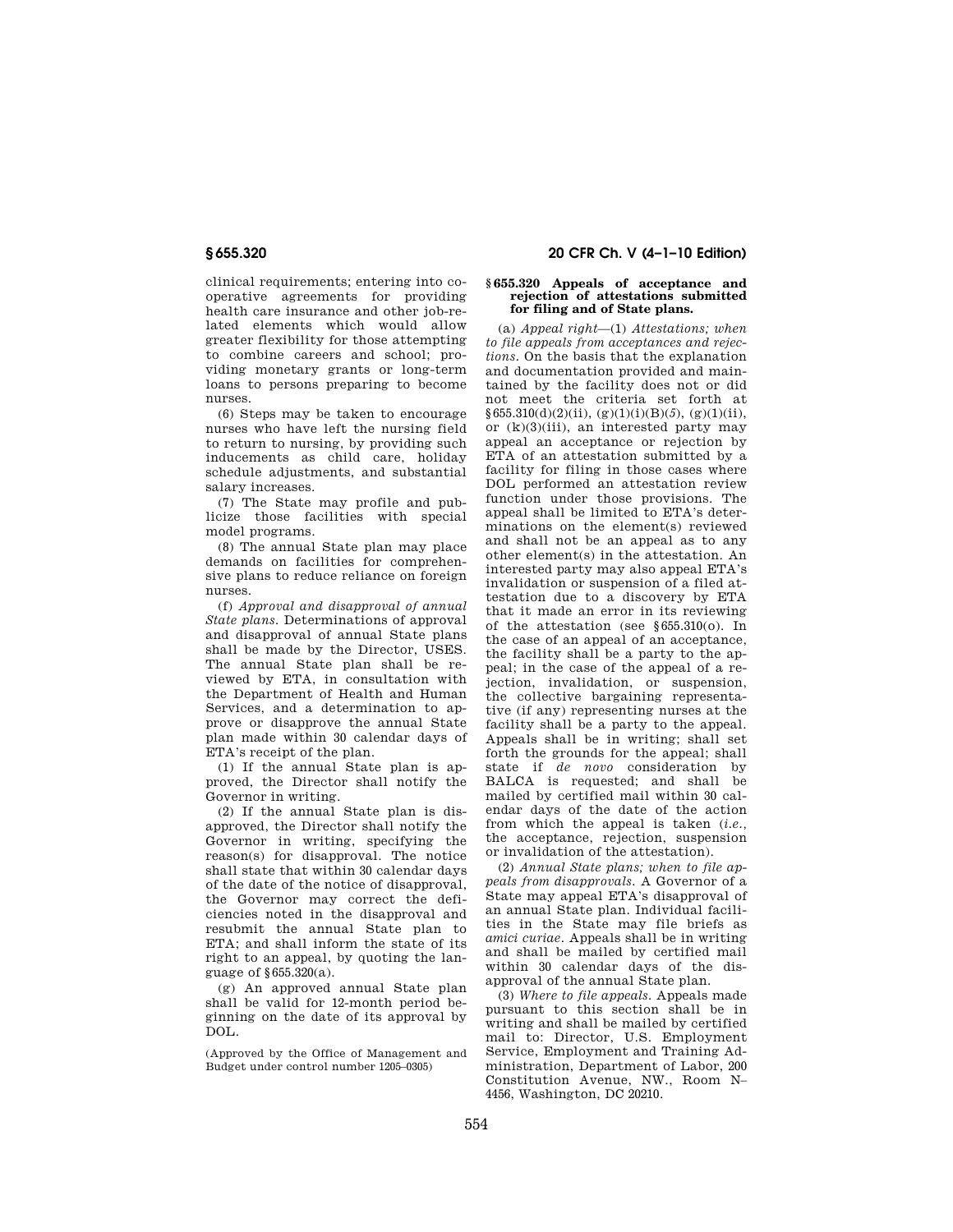clinical requirements; entering into cooperative agreements for providing health care insurance and other job-related elements which would allow greater flexibility for those attempting to combine careers and school; providing monetary grants or long-term loans to persons preparing to become nurses.

(6) Steps may be taken to encourage nurses who have left the nursing field to return to nursing, by providing such inducements as child care, holiday schedule adjustments, and substantial salary increases.

(7) The State may profile and publicize those facilities with special model programs.

(8) The annual State plan may place demands on facilities for comprehensive plans to reduce reliance on foreign nurses.

(f) *Approval and disapproval of annual State plans.* Determinations of approval and disapproval of annual State plans shall be made by the Director, USES. The annual State plan shall be reviewed by ETA, in consultation with the Department of Health and Human Services, and a determination to approve or disapprove the annual State plan made within 30 calendar days of ETA's receipt of the plan.

(1) If the annual State plan is approved, the Director shall notify the Governor in writing.

(2) If the annual State plan is disapproved, the Director shall notify the Governor in writing, specifying the reason(s) for disapproval. The notice shall state that within 30 calendar days of the date of the notice of disapproval, the Governor may correct the deficiencies noted in the disapproval and resubmit the annual State plan to ETA; and shall inform the state of its right to an appeal, by quoting the language of §655.320(a).

(g) An approved annual State plan shall be valid for 12-month period beginning on the date of its approval by DOL.

(Approved by the Office of Management and Budget under control number 1205–0305)

### §655.320 Appeals of acceptance and rejection of attestations submitted for filing and of State plans.

(a) *Appeal right*—(1) *Attestations; when to file appeals from acceptances and rejections.* On the basis that the explanation and documentation provided and maintained by the facility does not or did not meet the criteria set forth at §655.310(d)(2)(ii), (g)(1)(i)(B)(*5*), (g)(1)(ii), or (k)(3)(iii), an interested party may appeal an acceptance or rejection by ETA of an attestation submitted by a facility for filing in those cases where DOL performed an attestation review function under those provisions. The appeal shall be limited to ETA's determinations on the element(s) reviewed and shall not be an appeal as to any other element(s) in the attestation. An interested party may also appeal ETA's invalidation or suspension of a filed attestation due to a discovery by ETA that it made an error in its reviewing of the attestation (see §655.310(o). In the case of an appeal of an acceptance, the facility shall be a party to the appeal; in the case of the appeal of a rejection, invalidation, or suspension, the collective bargaining representative (if any) representing nurses at the facility shall be a party to the appeal. Appeals shall be in writing; shall set forth the grounds for the appeal; shall state if *de novo* consideration by BALCA is requested; and shall be mailed by certified mail within 30 calendar days of the date of the action from which the appeal is taken (*i.e.,* the acceptance, rejection, suspension or invalidation of the attestation).

(2) *Annual State plans; when to file appeals from disapprovals.* A Governor of a State may appeal ETA's disapproval of an annual State plan. Individual facilities in the State may file briefs as *amici curiae*. Appeals shall be in writing and shall be mailed by certified mail within 30 calendar days of the disapproval of the annual State plan.

(3) *Where to file appeals.* Appeals made pursuant to this section shall be in writing and shall be mailed by certified mail to: Director, U.S. Employment Service, Employment and Training Administration, Department of Labor, 200 Constitution Avenue, NW., Room N–4456, Washington, DC 20210.